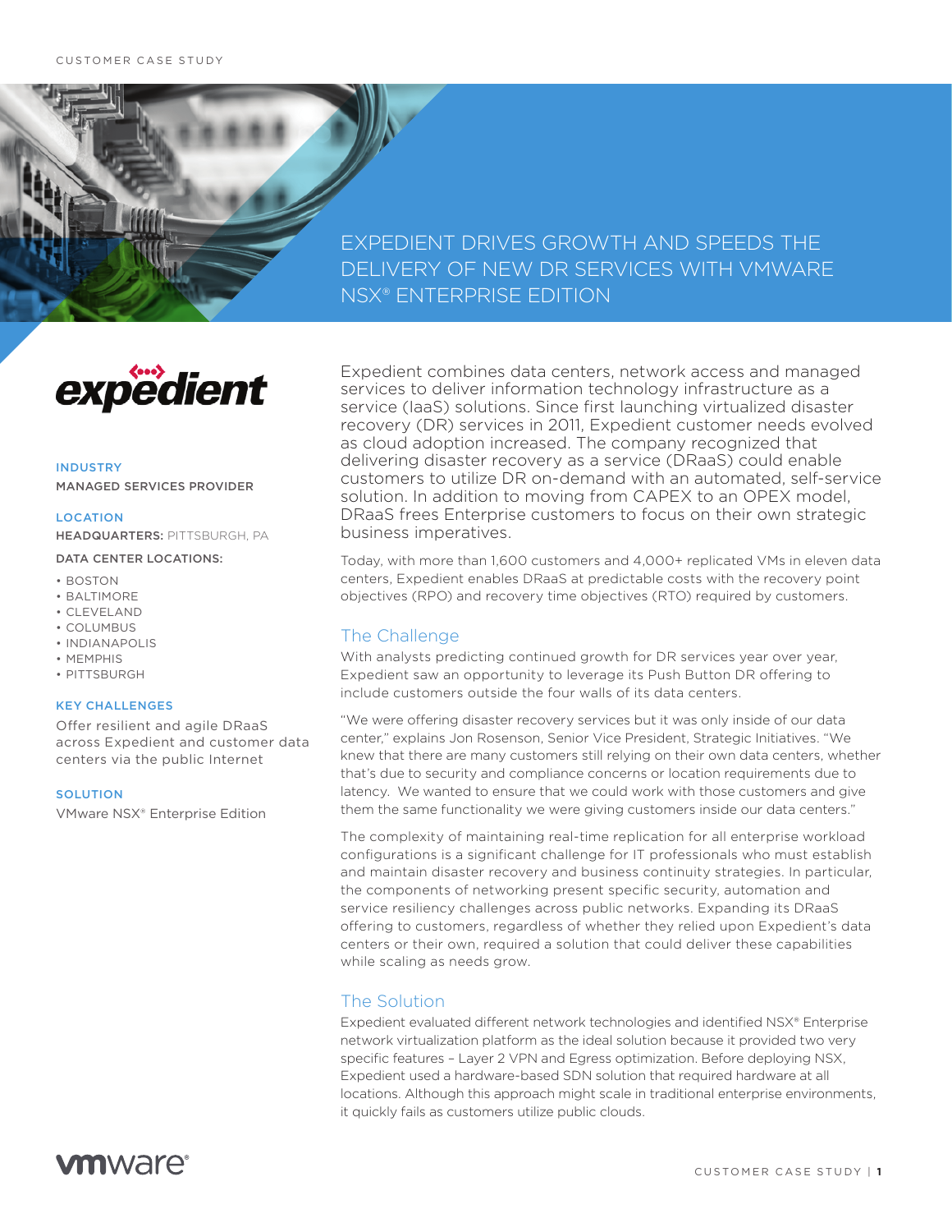CUSTOMER CASE STUDY

# EXPEDIENT DRIVES GROWTH AND SPEEDS THE DELIVERY OF NEW DR SERVICES WITH VMWARE NSX® ENTERPRISE EDITION

**INDUSTRY**

MANAGED SERVICES PROVIDER

**LOCATION**

**HEADQUARTERS:** PITTSBURGH, PA

**DATA CENTER LOCATIONS:**

- BOSTON
- BALTIMORE
- CLEVELAND
- COLUMBUS
- INDIANAPOLIS
- MEMPHIS
- PITTSBURGH

**KEY CHALLENGES**

Offer resilient and agile DRaaS across Expedient and customer data centers via the public Internet

**SOLUTION**

VMware NSX® Enterprise Edition

Expedient combines data centers, network access and managed services to deliver information technology infrastructure as a service (IaaS) solutions. Since first launching virtualized disaster recovery (DR) services in 2011, Expedient customer needs evolved as cloud adoption increased. The company recognized that delivering disaster recovery as a service (DRaaS) could enable customers to utilize DR on-demand with an automated, self-service solution. In addition to moving from CAPEX to an OPEX model, DRaaS frees Enterprise customers to focus on their own strategic business imperatives.

Today, with more than 1,600 customers and 4,000+ replicated VMs in eleven data centers, Expedient enables DRaaS at predictable costs with the recovery point objectives (RPO) and recovery time objectives (RTO) required by customers.

## The Challenge

With analysts predicting continued growth for DR services year over year, Expedient saw an opportunity to leverage its Push Button DR offering to include customers outside the four walls of its data centers.

"We were offering disaster recovery services but it was only inside of our data center," explains Jon Rosenson, Senior Vice President, Strategic Initiatives. "We knew that there are many customers still relying on their own data centers, whether that's due to security and compliance concerns or location requirements due to latency. We wanted to ensure that we could work with those customers and give them the same functionality we were giving customers inside our data centers."

The complexity of maintaining real-time replication for all enterprise workload configurations is a significant challenge for IT professionals who must establish and maintain disaster recovery and business continuity strategies. In particular, the components of networking present specific security, automation and service resiliency challenges across public networks. Expanding its DRaaS offering to customers, regardless of whether they relied upon Expedient's data centers or their own, required a solution that could deliver these capabilities while scaling as needs grow.

## The Solution

Expedient evaluated different network technologies and identified NSX® Enterprise network virtualization platform as the ideal solution because it provided two very specific features – Layer 2 VPN and Egress optimization. Before deploying NSX, Expedient used a hardware-based SDN solution that required hardware at all locations. Although this approach might scale in traditional enterprise environments, it quickly fails as customers utilize public clouds.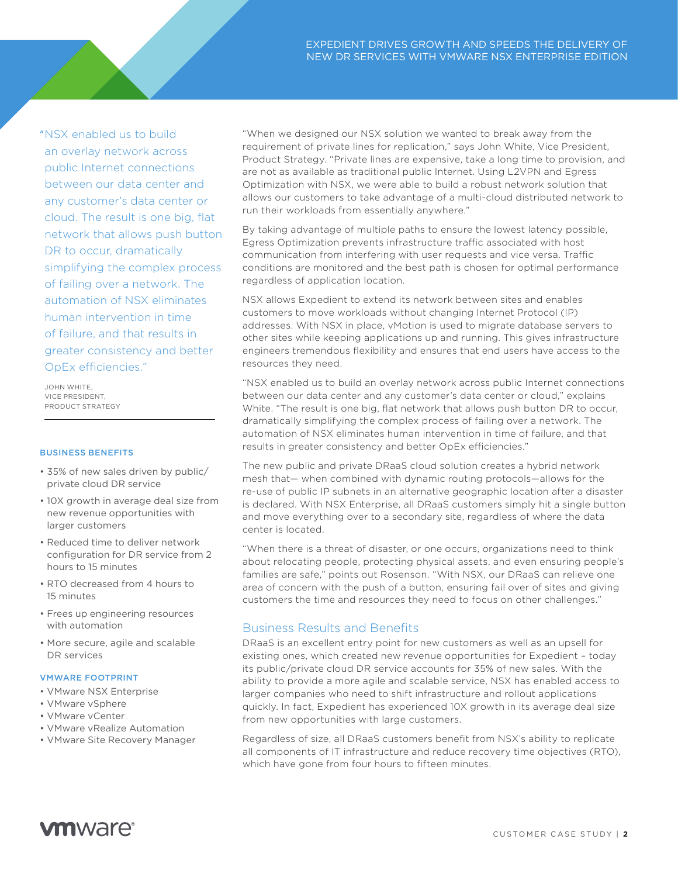"NSX enabled us to build an overlay network across public Internet connections between our data center and any customer's data center or cloud. The result is one big, flat network that allows push button DR to occur, dramatically simplifying the complex process of failing over a network. The automation of NSX eliminates human intervention in time of failure, and that results in greater consistency and better OpEx efficiencies."

JOHN WHITE,
VICE PRESIDENT,
PRODUCT STRATEGY

### BUSINESS BENEFITS

- 35% of new sales driven by public/private cloud DR service
- 10X growth in average deal size from new revenue opportunities with larger customers
- Reduced time to deliver network configuration for DR service from 2 hours to 15 minutes
- RTO decreased from 4 hours to 15 minutes
- Frees up engineering resources with automation
- More secure, agile and scalable DR services

### VMWARE FOOTPRINT

- VMware NSX Enterprise
- VMware vSphere
- VMware vCenter
- VMware vRealize Automation
- VMware Site Recovery Manager

"When we designed our NSX solution we wanted to break away from the requirement of private lines for replication," says John White, Vice President, Product Strategy. "Private lines are expensive, take a long time to provision, and are not as available as traditional public Internet. Using L2VPN and Egress Optimization with NSX, we were able to build a robust network solution that allows our customers to take advantage of a multi-cloud distributed network to run their workloads from essentially anywhere."

By taking advantage of multiple paths to ensure the lowest latency possible, Egress Optimization prevents infrastructure traffic associated with host communication from interfering with user requests and vice versa. Traffic conditions are monitored and the best path is chosen for optimal performance regardless of application location.

NSX allows Expedient to extend its network between sites and enables customers to move workloads without changing Internet Protocol (IP) addresses. With NSX in place, vMotion is used to migrate database servers to other sites while keeping applications up and running. This gives infrastructure engineers tremendous flexibility and ensures that end users have access to the resources they need.

"NSX enabled us to build an overlay network across public Internet connections between our data center and any customer's data center or cloud," explains White. "The result is one big, flat network that allows push button DR to occur, dramatically simplifying the complex process of failing over a network. The automation of NSX eliminates human intervention in time of failure, and that results in greater consistency and better OpEx efficiencies."

The new public and private DRaaS cloud solution creates a hybrid network mesh that— when combined with dynamic routing protocols—allows for the re-use of public IP subnets in an alternative geographic location after a disaster is declared. With NSX Enterprise, all DRaaS customers simply hit a single button and move everything over to a secondary site, regardless of where the data center is located.

"When there is a threat of disaster, or one occurs, organizations need to think about relocating people, protecting physical assets, and even ensuring people's families are safe," points out Rosenson. "With NSX, our DRaaS can relieve one area of concern with the push of a button, ensuring fail over of sites and giving customers the time and resources they need to focus on other challenges."

## Business Results and Benefits

DRaaS is an excellent entry point for new customers as well as an upsell for existing ones, which created new revenue opportunities for Expedient – today its public/private cloud DR service accounts for 35% of new sales. With the ability to provide a more agile and scalable service, NSX has enabled access to larger companies who need to shift infrastructure and rollout applications quickly. In fact, Expedient has experienced 10X growth in its average deal size from new opportunities with large customers.

Regardless of size, all DRaaS customers benefit from NSX's ability to replicate all components of IT infrastructure and reduce recovery time objectives (RTO), which have gone from four hours to fifteen minutes.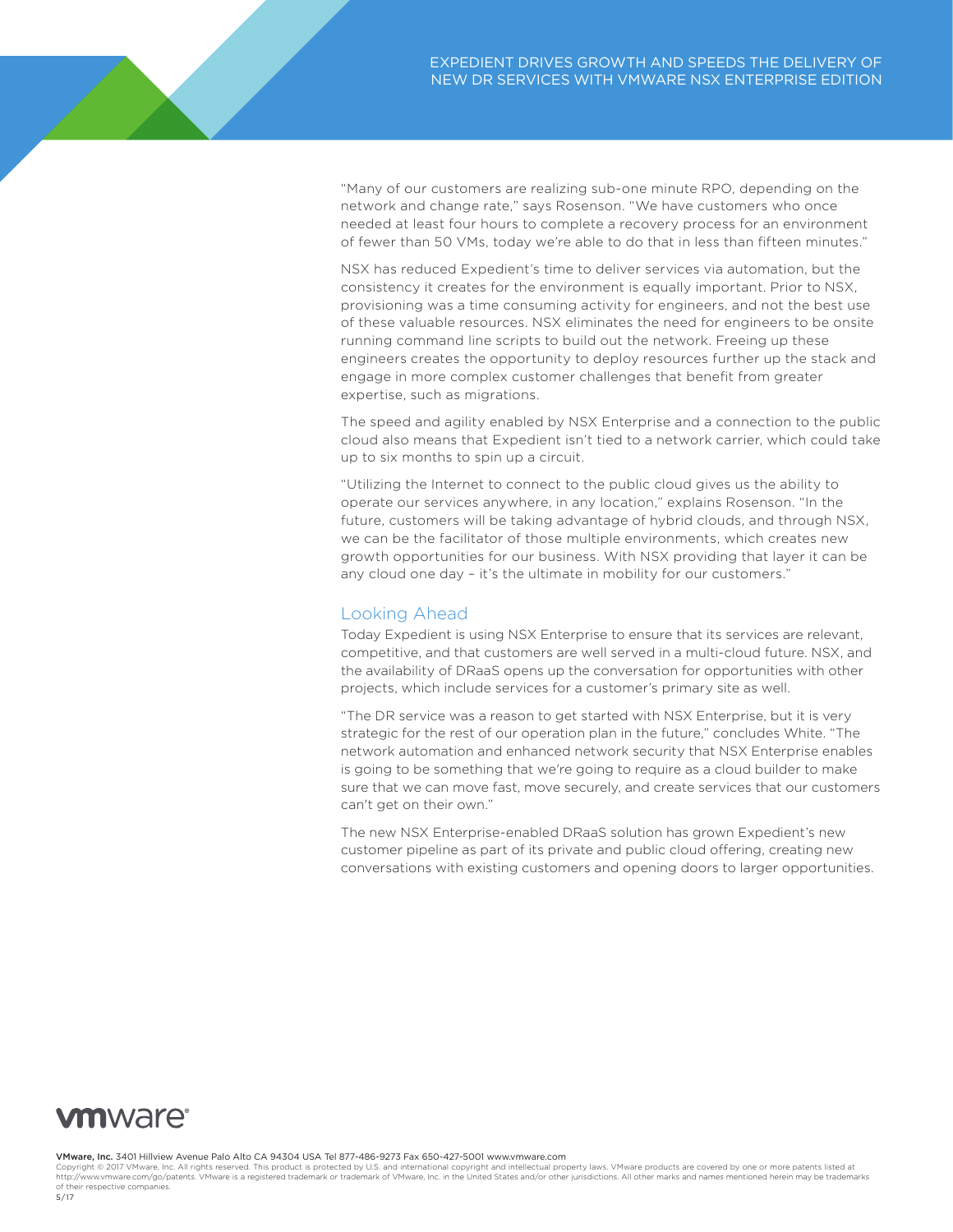"Many of our customers are realizing sub-one minute RPO, depending on the network and change rate," says Rosenson. "We have customers who once needed at least four hours to complete a recovery process for an environment of fewer than 50 VMs, today we're able to do that in less than fifteen minutes."

NSX has reduced Expedient's time to deliver services via automation, but the consistency it creates for the environment is equally important. Prior to NSX, provisioning was a time consuming activity for engineers, and not the best use of these valuable resources. NSX eliminates the need for engineers to be onsite running command line scripts to build out the network. Freeing up these engineers creates the opportunity to deploy resources further up the stack and engage in more complex customer challenges that benefit from greater expertise, such as migrations.

The speed and agility enabled by NSX Enterprise and a connection to the public cloud also means that Expedient isn't tied to a network carrier, which could take up to six months to spin up a circuit.

"Utilizing the Internet to connect to the public cloud gives us the ability to operate our services anywhere, in any location," explains Rosenson. "In the future, customers will be taking advantage of hybrid clouds, and through NSX, we can be the facilitator of those multiple environments, which creates new growth opportunities for our business. With NSX providing that layer it can be any cloud one day – it's the ultimate in mobility for our customers."

## Looking Ahead

Today Expedient is using NSX Enterprise to ensure that its services are relevant, competitive, and that customers are well served in a multi-cloud future. NSX, and the availability of DRaaS opens up the conversation for opportunities with other projects, which include services for a customer's primary site as well.

"The DR service was a reason to get started with NSX Enterprise, but it is very strategic for the rest of our operation plan in the future," concludes White. "The network automation and enhanced network security that NSX Enterprise enables is going to be something that we're going to require as a cloud builder to make sure that we can move fast, move securely, and create services that our customers can't get on their own."

The new NSX Enterprise-enabled DRaaS solution has grown Expedient's new customer pipeline as part of its private and public cloud offering, creating new conversations with existing customers and opening doors to larger opportunities.

**VMware, Inc.** 3401 Hillview Avenue Palo Alto CA 94304 USA Tel 877-486-9273 Fax 650-427-5001 www.vmware.com
Copyright © 2017 VMware, Inc. All rights reserved. This product is protected by U.S. and international copyright and intellectual property laws. VMware products are covered by one or more patents listed at http://www.vmware.com/go/patents. VMware is a registered trademark or trademark of VMware, Inc. in the United States and/or other jurisdictions. All other marks and names mentioned herein may be trademarks of their respective companies.
5/17